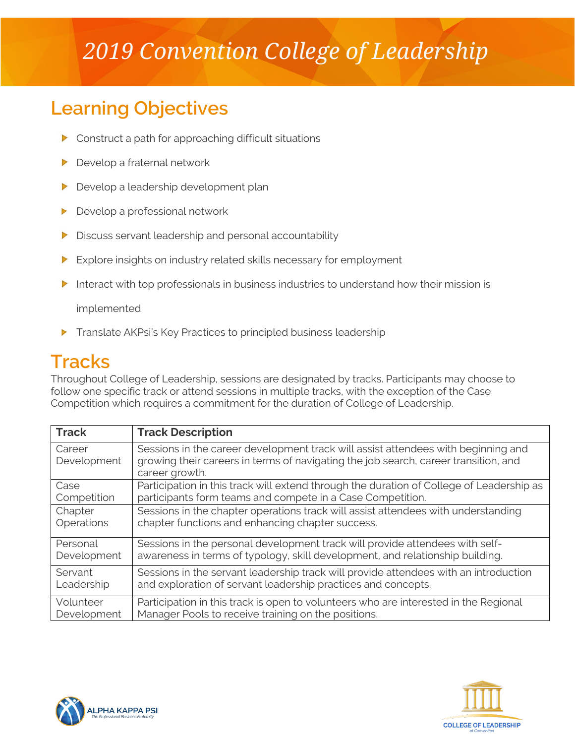# 2019 Convention College of Leadership

## Learning Objectives

- Construct a path for approaching difficult situations
- Develop a fraternal network
- Develop a leadership development plan
- Develop a professional network
- Discuss servant leadership and personal accountability
- Explore insights on industry related skills necessary for employment
- Interact with top professionals in business industries to understand how their mission is implemented
- Translate AKPsi's Key Practices to principled business leadership

## Tracks

Throughout College of Leadership, sessions are designated by tracks. Participants may choose to follow one specific track or attend sessions in multiple tracks, with the exception of the Case Competition which requires a commitment for the duration of College of Leadership.

| Track | Track Description |
|---|---|
| Career Development | Sessions in the career development track will assist attendees with beginning and growing their careers in terms of navigating the job search, career transition, and career growth. |
| Case Competition | Participation in this track will extend through the duration of College of Leadership as participants form teams and compete in a Case Competition. |
| Chapter Operations | Sessions in the chapter operations track will assist attendees with understanding chapter functions and enhancing chapter success. |
| Personal Development | Sessions in the personal development track will provide attendees with self-awareness in terms of typology, skill development, and relationship building. |
| Servant Leadership | Sessions in the servant leadership track will provide attendees with an introduction and exploration of servant leadership practices and concepts. |
| Volunteer Development | Participation in this track is open to volunteers who are interested in the Regional Manager Pools to receive training on the positions. |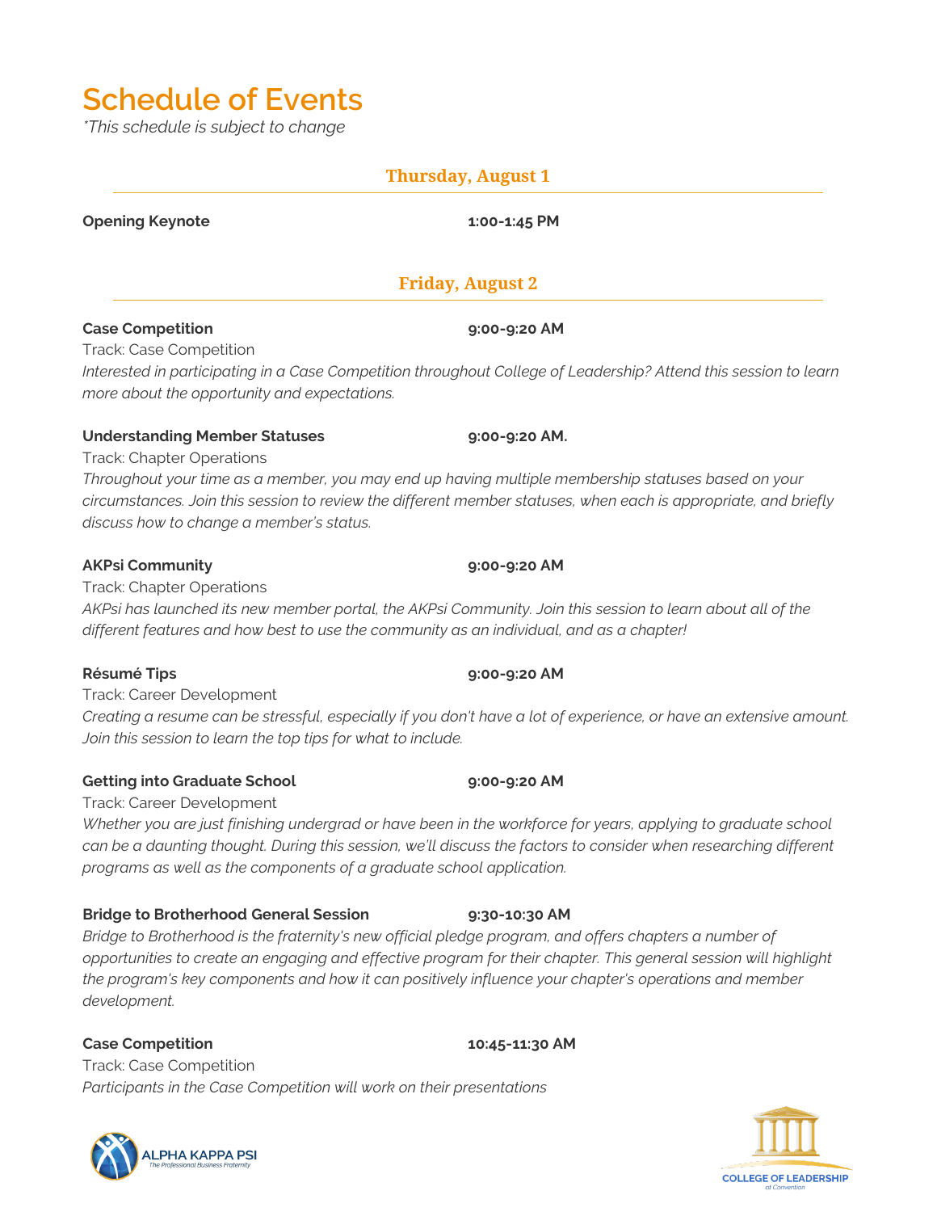# Schedule of Events

*\*This schedule is subject to change*

## Thursday, August 1

**Opening Keynote** **1:00-1:45 PM**

## Friday, August 2

**Case Competition** **9:00-9:20 AM**

Track: Case Competition

*Interested in participating in a Case Competition throughout College of Leadership? Attend this session to learn more about the opportunity and expectations.*

**Understanding Member Statuses** **9:00-9:20 AM.**

Track: Chapter Operations

*Throughout your time as a member, you may end up having multiple membership statuses based on your circumstances. Join this session to review the different member statuses, when each is appropriate, and briefly discuss how to change a member's status.*

**AKPsi Community** **9:00-9:20 AM**

Track: Chapter Operations

*AKPsi has launched its new member portal, the AKPsi Community. Join this session to learn about all of the different features and how best to use the community as an individual, and as a chapter!*

**Résumé Tips** **9:00-9:20 AM**

Track: Career Development

*Creating a resume can be stressful, especially if you don't have a lot of experience, or have an extensive amount. Join this session to learn the top tips for what to include.*

**Getting into Graduate School** **9:00-9:20 AM**

Track: Career Development

*Whether you are just finishing undergrad or have been in the workforce for years, applying to graduate school can be a daunting thought. During this session, we'll discuss the factors to consider when researching different programs as well as the components of a graduate school application.*

**Bridge to Brotherhood General Session** **9:30-10:30 AM**

*Bridge to Brotherhood is the fraternity's new official pledge program, and offers chapters a number of opportunities to create an engaging and effective program for their chapter. This general session will highlight the program's key components and how it can positively influence your chapter's operations and member development.*

**Case Competition** **10:45-11:30 AM**

Track: Case Competition

*Participants in the Case Competition will work on their presentations*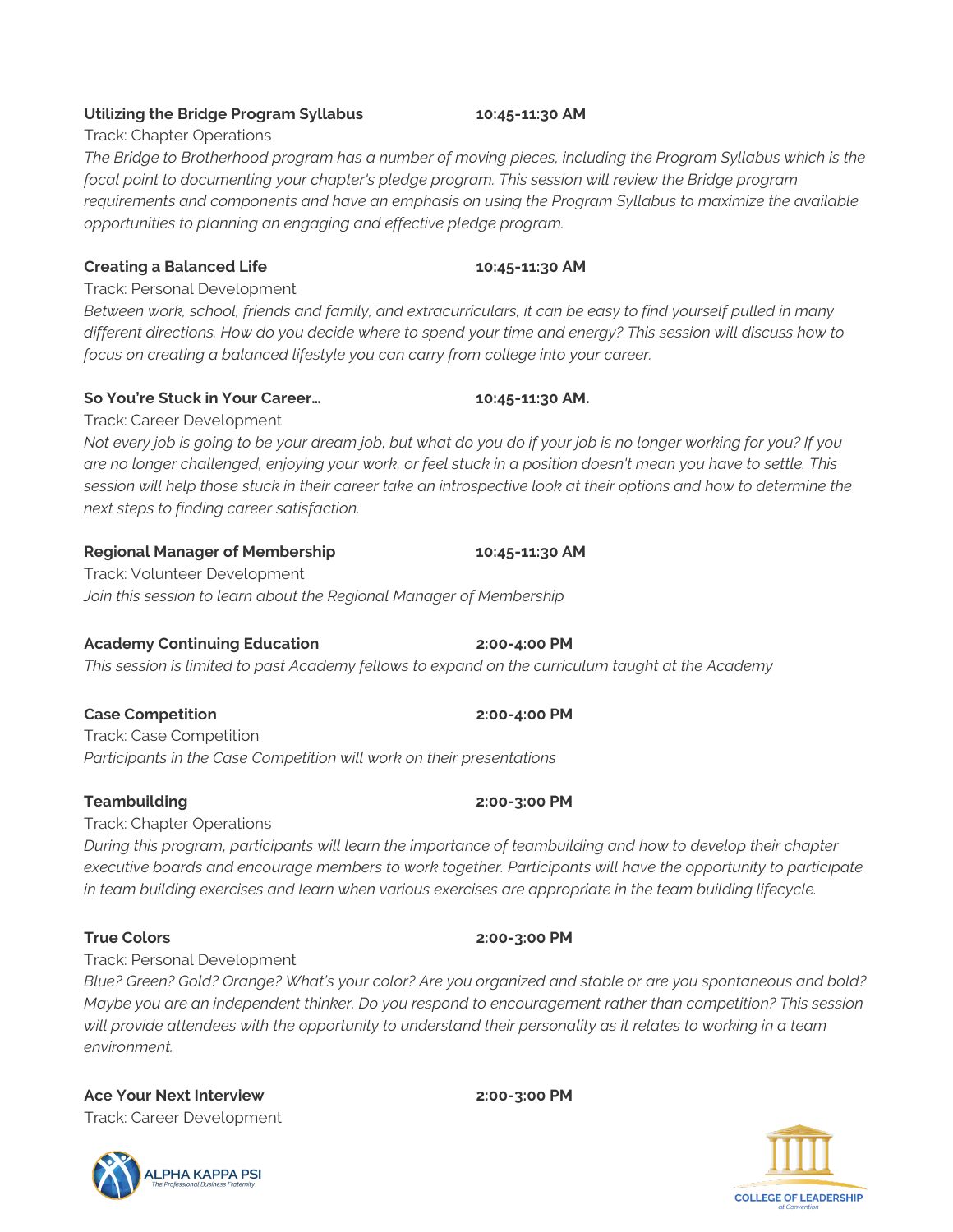**Utilizing the Bridge Program Syllabus** **10:45-11:30 AM**

Track: Chapter Operations

*The Bridge to Brotherhood program has a number of moving pieces, including the Program Syllabus which is the focal point to documenting your chapter's pledge program. This session will review the Bridge program requirements and components and have an emphasis on using the Program Syllabus to maximize the available opportunities to planning an engaging and effective pledge program.*

**Creating a Balanced Life** **10:45-11:30 AM**

Track: Personal Development

*Between work, school, friends and family, and extracurriculars, it can be easy to find yourself pulled in many different directions. How do you decide where to spend your time and energy? This session will discuss how to focus on creating a balanced lifestyle you can carry from college into your career.*

**So You're Stuck in Your Career…** **10:45-11:30 AM.**

Track: Career Development

*Not every job is going to be your dream job, but what do you do if your job is no longer working for you? If you are no longer challenged, enjoying your work, or feel stuck in a position doesn't mean you have to settle. This session will help those stuck in their career take an introspective look at their options and how to determine the next steps to finding career satisfaction.*

**Regional Manager of Membership** **10:45-11:30 AM**

Track: Volunteer Development

*Join this session to learn about the Regional Manager of Membership*

**Academy Continuing Education** **2:00-4:00 PM**

*This session is limited to past Academy fellows to expand on the curriculum taught at the Academy*

**Case Competition** **2:00-4:00 PM**

Track: Case Competition

*Participants in the Case Competition will work on their presentations*

**Teambuilding** **2:00-3:00 PM**

Track: Chapter Operations

*During this program, participants will learn the importance of teambuilding and how to develop their chapter executive boards and encourage members to work together. Participants will have the opportunity to participate in team building exercises and learn when various exercises are appropriate in the team building lifecycle.*

**True Colors** **2:00-3:00 PM**

Track: Personal Development

*Blue? Green? Gold? Orange? What's your color? Are you organized and stable or are you spontaneous and bold? Maybe you are an independent thinker. Do you respond to encouragement rather than competition? This session will provide attendees with the opportunity to understand their personality as it relates to working in a team environment.*

**Ace Your Next Interview** **2:00-3:00 PM**

Track: Career Development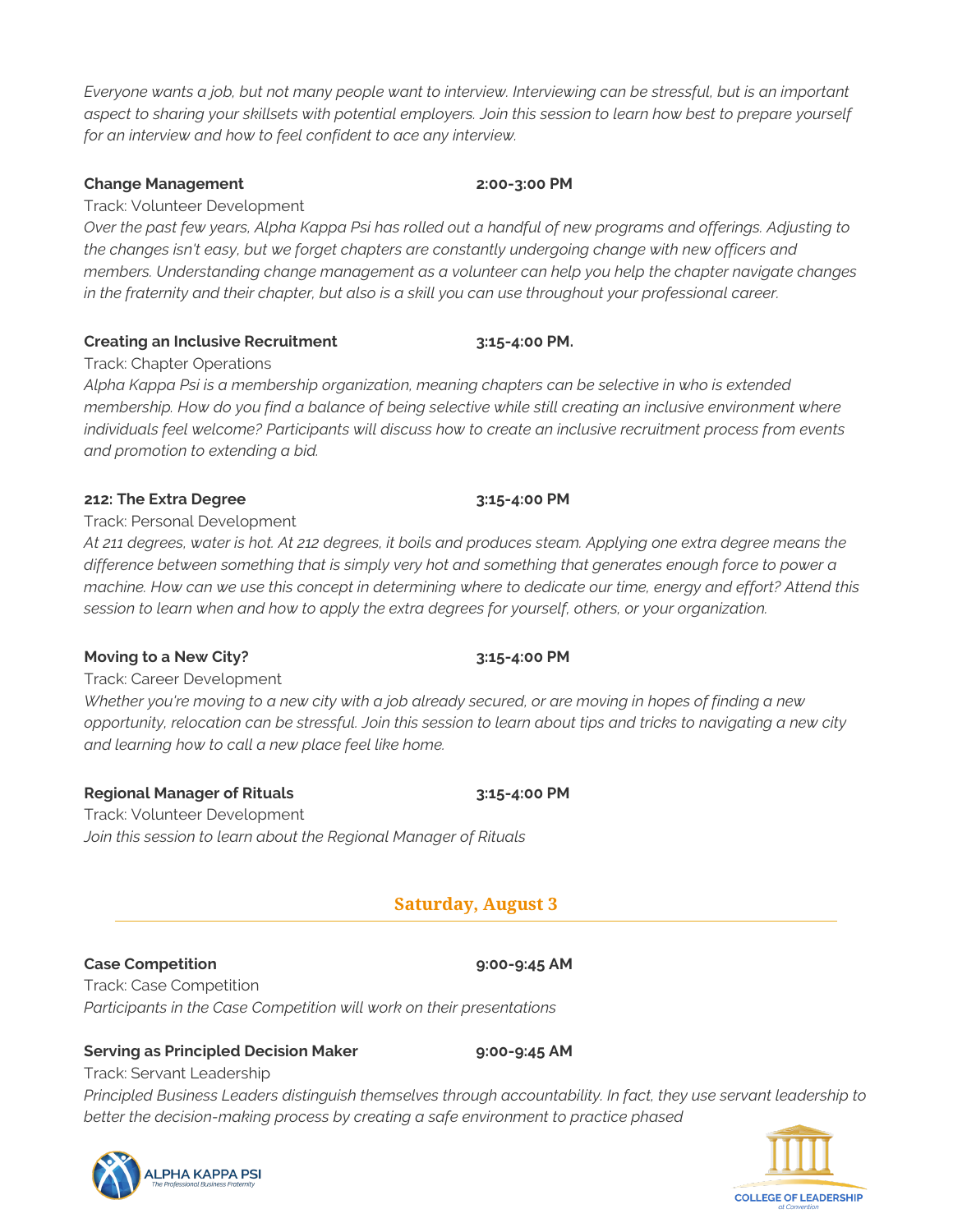*Everyone wants a job, but not many people want to interview. Interviewing can be stressful, but is an important aspect to sharing your skillsets with potential employers. Join this session to learn how best to prepare yourself for an interview and how to feel confident to ace any interview.*

**Change Management** **2:00-3:00 PM**

Track: Volunteer Development

*Over the past few years, Alpha Kappa Psi has rolled out a handful of new programs and offerings. Adjusting to the changes isn't easy, but we forget chapters are constantly undergoing change with new officers and members. Understanding change management as a volunteer can help you help the chapter navigate changes in the fraternity and their chapter, but also is a skill you can use throughout your professional career.*

**Creating an Inclusive Recruitment** **3:15-4:00 PM.**

Track: Chapter Operations

*Alpha Kappa Psi is a membership organization, meaning chapters can be selective in who is extended membership. How do you find a balance of being selective while still creating an inclusive environment where individuals feel welcome? Participants will discuss how to create an inclusive recruitment process from events and promotion to extending a bid.*

**212: The Extra Degree** **3:15-4:00 PM**

Track: Personal Development

*At 211 degrees, water is hot. At 212 degrees, it boils and produces steam. Applying one extra degree means the difference between something that is simply very hot and something that generates enough force to power a machine. How can we use this concept in determining where to dedicate our time, energy and effort? Attend this session to learn when and how to apply the extra degrees for yourself, others, or your organization.*

**Moving to a New City?** **3:15-4:00 PM**

Track: Career Development

*Whether you're moving to a new city with a job already secured, or are moving in hopes of finding a new opportunity, relocation can be stressful. Join this session to learn about tips and tricks to navigating a new city and learning how to call a new place feel like home.*

**Regional Manager of Rituals** **3:15-4:00 PM**

Track: Volunteer Development

*Join this session to learn about the Regional Manager of Rituals*

## Saturday, August 3

**Case Competition** **9:00-9:45 AM**

Track: Case Competition

*Participants in the Case Competition will work on their presentations*

**Serving as Principled Decision Maker** **9:00-9:45 AM**

Track: Servant Leadership

*Principled Business Leaders distinguish themselves through accountability. In fact, they use servant leadership to better the decision-making process by creating a safe environment to practice phased*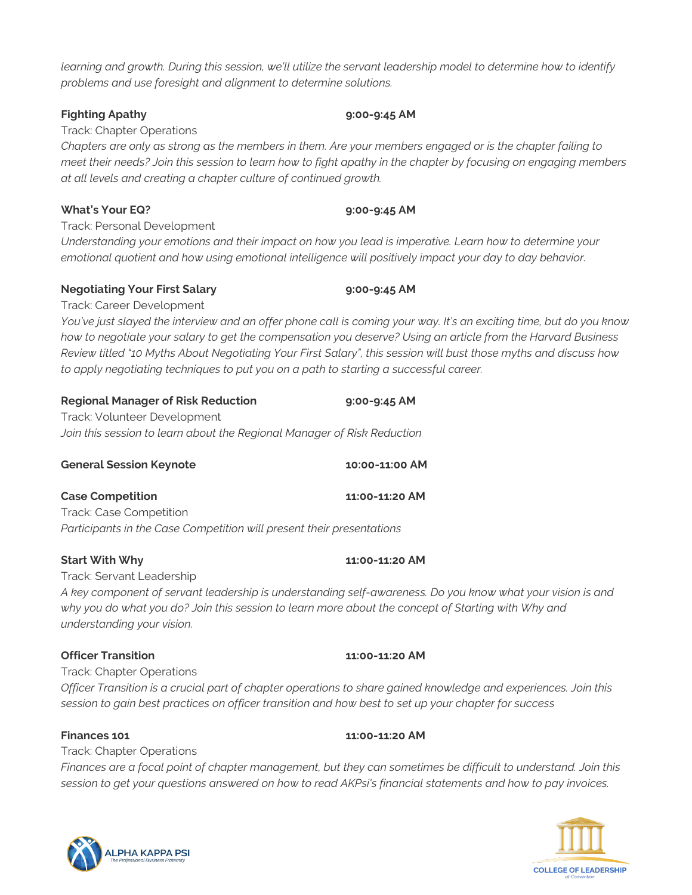*learning and growth. During this session, we'll utilize the servant leadership model to determine how to identify problems and use foresight and alignment to determine solutions.*

**Fighting Apathy** **9:00-9:45 AM**
Track: Chapter Operations
*Chapters are only as strong as the members in them. Are your members engaged or is the chapter failing to meet their needs? Join this session to learn how to fight apathy in the chapter by focusing on engaging members at all levels and creating a chapter culture of continued growth.*

**What's Your EQ?** **9:00-9:45 AM**
Track: Personal Development
*Understanding your emotions and their impact on how you lead is imperative. Learn how to determine your emotional quotient and how using emotional intelligence will positively impact your day to day behavior.*

**Negotiating Your First Salary** **9:00-9:45 AM**
Track: Career Development
*You've just slayed the interview and an offer phone call is coming your way. It's an exciting time, but do you know how to negotiate your salary to get the compensation you deserve? Using an article from the Harvard Business Review titled "10 Myths About Negotiating Your First Salary", this session will bust those myths and discuss how to apply negotiating techniques to put you on a path to starting a successful career.*

**Regional Manager of Risk Reduction** **9:00-9:45 AM**
Track: Volunteer Development
*Join this session to learn about the Regional Manager of Risk Reduction*

**General Session Keynote** **10:00-11:00 AM**

**Case Competition** **11:00-11:20 AM**
Track: Case Competition
*Participants in the Case Competition will present their presentations*

**Start With Why** **11:00-11:20 AM**
Track: Servant Leadership
*A key component of servant leadership is understanding self-awareness. Do you know what your vision is and why you do what you do? Join this session to learn more about the concept of Starting with Why and understanding your vision.*

**Officer Transition** **11:00-11:20 AM**
Track: Chapter Operations
*Officer Transition is a crucial part of chapter operations to share gained knowledge and experiences. Join this session to gain best practices on officer transition and how best to set up your chapter for success*

**Finances 101** **11:00-11:20 AM**
Track: Chapter Operations
*Finances are a focal point of chapter management, but they can sometimes be difficult to understand. Join this session to get your questions answered on how to read AKPsi's financial statements and how to pay invoices.*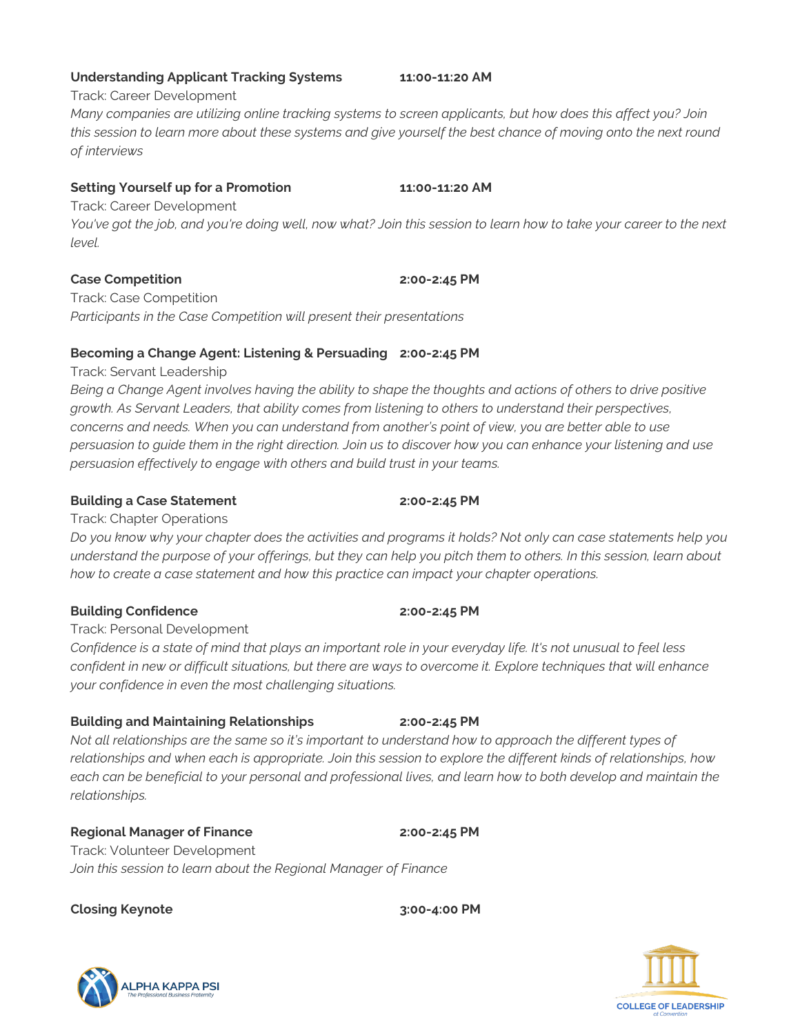**Understanding Applicant Tracking Systems** **11:00-11:20 AM**

Track: Career Development

*Many companies are utilizing online tracking systems to screen applicants, but how does this affect you? Join this session to learn more about these systems and give yourself the best chance of moving onto the next round of interviews*

**Setting Yourself up for a Promotion** **11:00-11:20 AM**

Track: Career Development

*You've got the job, and you're doing well, now what? Join this session to learn how to take your career to the next level.*

**Case Competition** **2:00-2:45 PM**

Track: Case Competition

*Participants in the Case Competition will present their presentations*

**Becoming a Change Agent: Listening & Persuading** **2:00-2:45 PM**

Track: Servant Leadership

*Being a Change Agent involves having the ability to shape the thoughts and actions of others to drive positive growth. As Servant Leaders, that ability comes from listening to others to understand their perspectives, concerns and needs. When you can understand from another's point of view, you are better able to use persuasion to guide them in the right direction. Join us to discover how you can enhance your listening and use persuasion effectively to engage with others and build trust in your teams.*

**Building a Case Statement** **2:00-2:45 PM**

Track: Chapter Operations

*Do you know why your chapter does the activities and programs it holds? Not only can case statements help you understand the purpose of your offerings, but they can help you pitch them to others. In this session, learn about how to create a case statement and how this practice can impact your chapter operations.*

**Building Confidence** **2:00-2:45 PM**

Track: Personal Development

*Confidence is a state of mind that plays an important role in your everyday life. It's not unusual to feel less confident in new or difficult situations, but there are ways to overcome it. Explore techniques that will enhance your confidence in even the most challenging situations.*

**Building and Maintaining Relationships** **2:00-2:45 PM**

*Not all relationships are the same so it's important to understand how to approach the different types of relationships and when each is appropriate. Join this session to explore the different kinds of relationships, how each can be beneficial to your personal and professional lives, and learn how to both develop and maintain the relationships.*

**Regional Manager of Finance** **2:00-2:45 PM**

Track: Volunteer Development

*Join this session to learn about the Regional Manager of Finance*

**Closing Keynote** **3:00-4:00 PM**